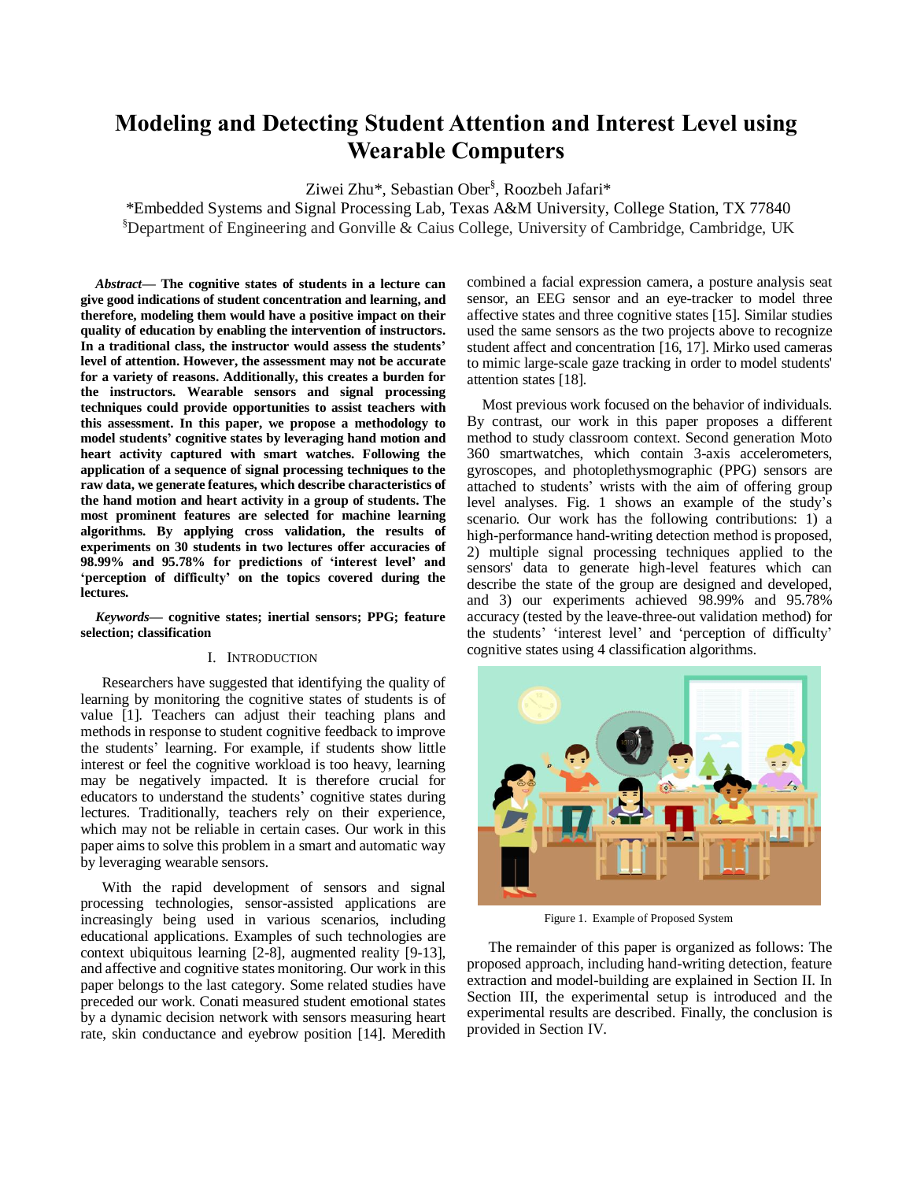# Modeling and Detecting Student Attention and Interest Level using Wearable Computers

Ziwei Zhu*, Sebastian Ober[§], Roozbeh Jafari*

*Embedded Systems and Signal Processing Lab, Texas A&M University, College Station, TX 77840

[§]Department of Engineering and Gonville & Caius College, University of Cambridge, Cambridge, UK

***Abstract*— The cognitive states of students in a lecture can give good indications of student concentration and learning, and therefore, modeling them would have a positive impact on their quality of education by enabling the intervention of instructors. In a traditional class, the instructor would assess the students' level of attention. However, the assessment may not be accurate for a variety of reasons. Additionally, this creates a burden for the instructors. Wearable sensors and signal processing techniques could provide opportunities to assist teachers with this assessment. In this paper, we propose a methodology to model students' cognitive states by leveraging hand motion and heart activity captured with smart watches. Following the application of a sequence of signal processing techniques to the raw data, we generate features, which describe characteristics of the hand motion and heart activity in a group of students. The most prominent features are selected for machine learning algorithms. By applying cross validation, the results of experiments on 30 students in two lectures offer accuracies of 98.99% and 95.78% for predictions of 'interest level' and 'perception of difficulty' on the topics covered during the lectures.**

***Keywords*— cognitive states; inertial sensors; PPG; feature selection; classification**

## I. Introduction

Researchers have suggested that identifying the quality of learning by monitoring the cognitive states of students is of value [1]. Teachers can adjust their teaching plans and methods in response to student cognitive feedback to improve the students' learning. For example, if students show little interest or feel the cognitive workload is too heavy, learning may be negatively impacted. It is therefore crucial for educators to understand the students' cognitive states during lectures. Traditionally, teachers rely on their experience, which may not be reliable in certain cases. Our work in this paper aims to solve this problem in a smart and automatic way by leveraging wearable sensors.

With the rapid development of sensors and signal processing technologies, sensor-assisted applications are increasingly being used in various scenarios, including educational applications. Examples of such technologies are context ubiquitous learning [2-8], augmented reality [9-13], and affective and cognitive states monitoring. Our work in this paper belongs to the last category. Some related studies have preceded our work. Conati measured student emotional states by a dynamic decision network with sensors measuring heart rate, skin conductance and eyebrow position [14]. Meredith combined a facial expression camera, a posture analysis seat sensor, an EEG sensor and an eye-tracker to model three affective states and three cognitive states [15]. Similar studies used the same sensors as the two projects above to recognize student affect and concentration [16, 17]. Mirko used cameras to mimic large-scale gaze tracking in order to model students' attention states [18].

Most previous work focused on the behavior of individuals. By contrast, our work in this paper proposes a different method to study classroom context. Second generation Moto 360 smartwatches, which contain 3-axis accelerometers, gyroscopes, and photoplethysmographic (PPG) sensors are attached to students' wrists with the aim of offering group level analyses. Fig. 1 shows an example of the study's scenario. Our work has the following contributions: 1) a high-performance hand-writing detection method is proposed, 2) multiple signal processing techniques applied to the sensors' data to generate high-level features which can describe the state of the group are designed and developed, and 3) our experiments achieved 98.99% and 95.78% accuracy (tested by the leave-three-out validation method) for the students' 'interest level' and 'perception of difficulty' cognitive states using 4 classification algorithms.

Figure 1. Example of Proposed System

The remainder of this paper is organized as follows: The proposed approach, including hand-writing detection, feature extraction and model-building are explained in Section II. In Section III, the experimental setup is introduced and the experimental results are described. Finally, the conclusion is provided in Section IV.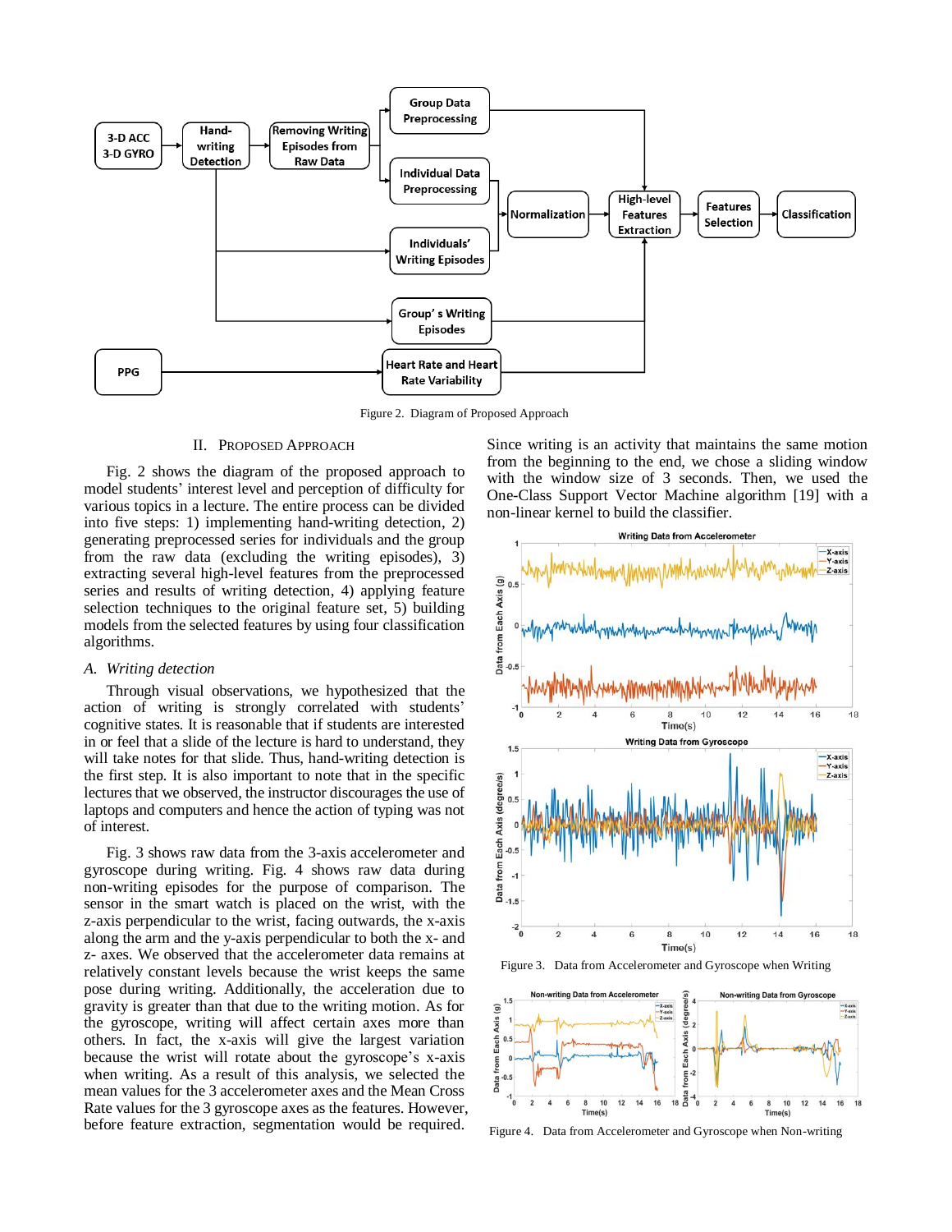Figure 2. Diagram of Proposed Approach

## II. Proposed Approach

Fig. 2 shows the diagram of the proposed approach to model students' interest level and perception of difficulty for various topics in a lecture. The entire process can be divided into five steps: 1) implementing hand-writing detection, 2) generating preprocessed series for individuals and the group from the raw data (excluding the writing episodes), 3) extracting several high-level features from the preprocessed series and results of writing detection, 4) applying feature selection techniques to the original feature set, 5) building models from the selected features by using four classification algorithms.

### *A. Writing detection*

Through visual observations, we hypothesized that the action of writing is strongly correlated with students' cognitive states. It is reasonable that if students are interested in or feel that a slide of the lecture is hard to understand, they will take notes for that slide. Thus, hand-writing detection is the first step. It is also important to note that in the specific lectures that we observed, the instructor discourages the use of laptops and computers and hence the action of typing was not of interest.

Fig. 3 shows raw data from the 3-axis accelerometer and gyroscope during writing. Fig. 4 shows raw data during non-writing episodes for the purpose of comparison. The sensor in the smart watch is placed on the wrist, with the z-axis perpendicular to the wrist, facing outwards, the x-axis along the arm and the y-axis perpendicular to both the x- and z- axes. We observed that the accelerometer data remains at relatively constant levels because the wrist keeps the same pose during writing. Additionally, the acceleration due to gravity is greater than that due to the writing motion. As for the gyroscope, writing will affect certain axes more than others. In fact, the x-axis will give the largest variation because the wrist will rotate about the gyroscope's x-axis when writing. As a result of this analysis, we selected the mean values for the 3 accelerometer axes and the Mean Cross Rate values for the 3 gyroscope axes as the features. However, before feature extraction, segmentation would be required. Since writing is an activity that maintains the same motion from the beginning to the end, we chose a sliding window with the window size of 3 seconds. Then, we used the One-Class Support Vector Machine algorithm [19] with a non-linear kernel to build the classifier.

Figure 3. Data from Accelerometer and Gyroscope when Writing

Figure 4. Data from Accelerometer and Gyroscope when Non-writing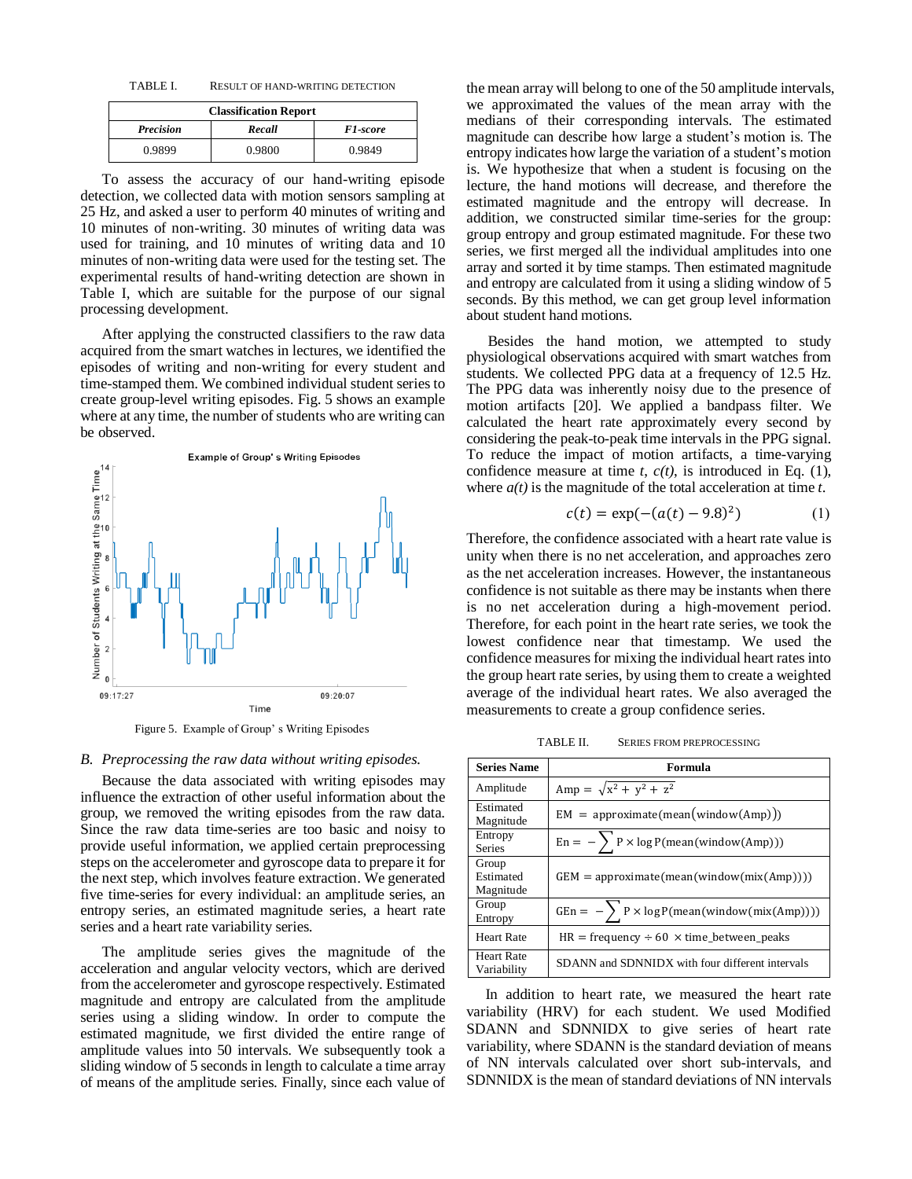TABLE I. RESULT OF HAND-WRITING DETECTION

| Classification Report | | |
|---|---|---|
| ***Precision*** | ***Recall*** | ***F1-score*** |
| 0.9899 | 0.9800 | 0.9849 |

To assess the accuracy of our hand-writing episode detection, we collected data with motion sensors sampling at 25 Hz, and asked a user to perform 40 minutes of writing and 10 minutes of non-writing. 30 minutes of writing data was used for training, and 10 minutes of writing data and 10 minutes of non-writing data were used for the testing set. The experimental results of hand-writing detection are shown in Table I, which are suitable for the purpose of our signal processing development.

After applying the constructed classifiers to the raw data acquired from the smart watches in lectures, we identified the episodes of writing and non-writing for every student and time-stamped them. We combined individual student series to create group-level writing episodes. Fig. 5 shows an example where at any time, the number of students who are writing can be observed.

Figure 5. Example of Group' s Writing Episodes

### *B. Preprocessing the raw data without writing episodes.*

Because the data associated with writing episodes may influence the extraction of other useful information about the group, we removed the writing episodes from the raw data. Since the raw data time-series are too basic and noisy to provide useful information, we applied certain preprocessing steps on the accelerometer and gyroscope data to prepare it for the next step, which involves feature extraction. We generated five time-series for every individual: an amplitude series, an entropy series, an estimated magnitude series, a heart rate series and a heart rate variability series.

The amplitude series gives the magnitude of the acceleration and angular velocity vectors, which are derived from the accelerometer and gyroscope respectively. Estimated magnitude and entropy are calculated from the amplitude series using a sliding window. In order to compute the estimated magnitude, we first divided the entire range of amplitude values into 50 intervals. We subsequently took a sliding window of 5 seconds in length to calculate a time array of means of the amplitude series. Finally, since each value of the mean array will belong to one of the 50 amplitude intervals, we approximated the values of the mean array with the medians of their corresponding intervals. The estimated magnitude can describe how large a student's motion is. The entropy indicates how large the variation of a student's motion is. We hypothesize that when a student is focusing on the lecture, the hand motions will decrease, and therefore the estimated magnitude and the entropy will decrease. In addition, we constructed similar time-series for the group: group entropy and group estimated magnitude. For these two series, we first merged all the individual amplitudes into one array and sorted it by time stamps. Then estimated magnitude and entropy are calculated from it using a sliding window of 5 seconds. By this method, we can get group level information about student hand motions.

Besides the hand motion, we attempted to study physiological observations acquired with smart watches from students. We collected PPG data at a frequency of 12.5 Hz. The PPG data was inherently noisy due to the presence of motion artifacts [20]. We applied a bandpass filter. We calculated the heart rate approximately every second by considering the peak-to-peak time intervals in the PPG signal. To reduce the impact of motion artifacts, a time-varying confidence measure at time $t$, $c(t)$, is introduced in Eq. (1), where $a(t)$ is the magnitude of the total acceleration at time $t$.

$$c(t) = \exp(-(a(t) - 9.8)^2) \qquad (1)$$

Therefore, the confidence associated with a heart rate value is unity when there is no net acceleration, and approaches zero as the net acceleration increases. However, the instantaneous confidence is not suitable as there may be instants when there is no net acceleration during a high-movement period. Therefore, for each point in the heart rate series, we took the lowest confidence near that timestamp. We used the confidence measures for mixing the individual heart rates into the group heart rate series, by using them to create a weighted average of the individual heart rates. We also averaged the measurements to create a group confidence series.

TABLE II. SERIES FROM PREPROCESSING

| Series Name | Formula |
|---|---|
| Amplitude | $\text{Amp} = \sqrt{x^2 + y^2 + z^2}$ |
| Estimated Magnitude | $\text{EM} = \text{approximate}(\text{mean}(\text{window}(\text{Amp})))$ |
| Entropy Series | $\text{En} = -\sum \text{P} \times \log \text{P}(\text{mean}(\text{window}(\text{Amp})))$ |
| Group Estimated Magnitude | $\text{GEM} = \text{approximate}(\text{mean}(\text{window}(\text{mix}(\text{Amp}))))$ |
| Group Entropy | $\text{GEn} = -\sum \text{P} \times \log \text{P}(\text{mean}(\text{window}(\text{mix}(\text{Amp}))))$ |
| Heart Rate | $\text{HR} = \text{frequency} \div 60 \times \text{time\_between\_peaks}$ |
| Heart Rate Variability | SDANN and SDNNIDX with four different intervals |

In addition to heart rate, we measured the heart rate variability (HRV) for each student. We used Modified SDANN and SDNNIDX to give series of heart rate variability, where SDANN is the standard deviation of means of NN intervals calculated over short sub-intervals, and SDNNIDX is the mean of standard deviations of NN intervals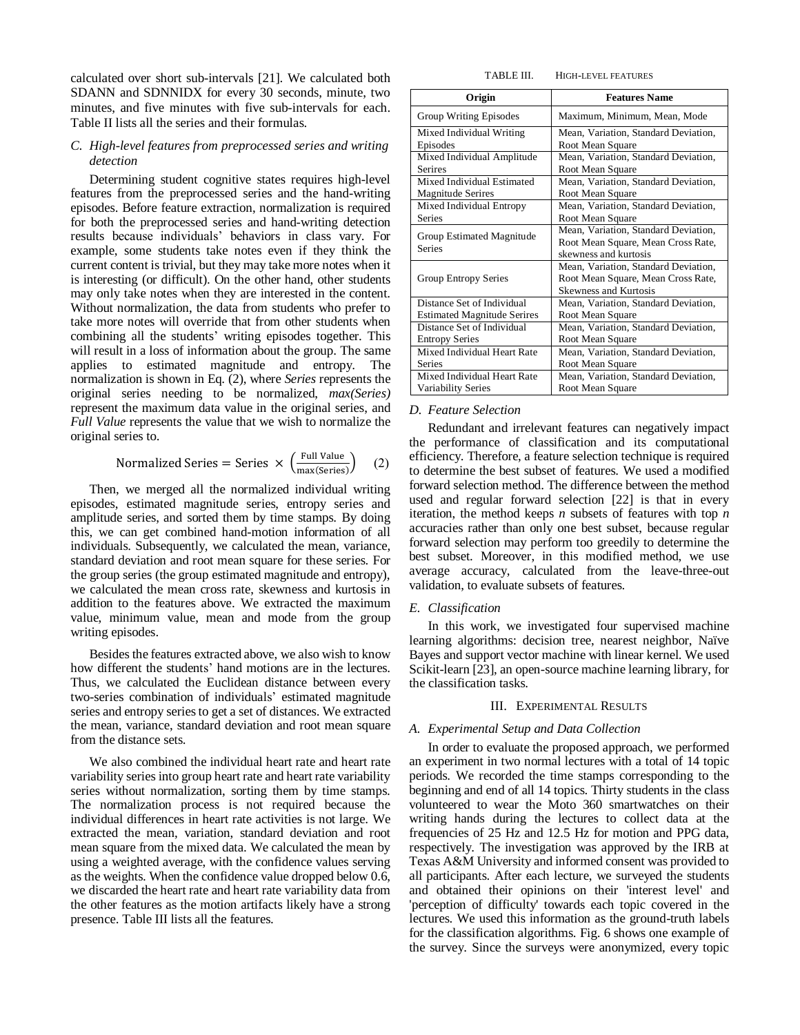calculated over short sub-intervals [21]. We calculated both SDANN and SDNNIDX for every 30 seconds, minute, two minutes, and five minutes with five sub-intervals for each. Table II lists all the series and their formulas.

### C. High-level features from preprocessed series and writing detection

Determining student cognitive states requires high-level features from the preprocessed series and the hand-writing episodes. Before feature extraction, normalization is required for both the preprocessed series and hand-writing detection results because individuals' behaviors in class vary. For example, some students take notes even if they think the current content is trivial, but they may take more notes when it is interesting (or difficult). On the other hand, other students may only take notes when they are interested in the content. Without normalization, the data from students who prefer to take more notes will override that from other students when combining all the students' writing episodes together. This will result in a loss of information about the group. The same applies to estimated magnitude and entropy. The normalization is shown in Eq. (2), where *Series* represents the original series needing to be normalized, *max(Series)* represent the maximum data value in the original series, and *Full Value* represents the value that we wish to normalize the original series to.

$$\text{Normalized Series} = \text{Series} \times \left(\frac{\text{Full Value}}{\max(\text{Series})}\right) \quad (2)$$

Then, we merged all the normalized individual writing episodes, estimated magnitude series, entropy series and amplitude series, and sorted them by time stamps. By doing this, we can get combined hand-motion information of all individuals. Subsequently, we calculated the mean, variance, standard deviation and root mean square for these series. For the group series (the group estimated magnitude and entropy), we calculated the mean cross rate, skewness and kurtosis in addition to the features above. We extracted the maximum value, minimum value, mean and mode from the group writing episodes.

Besides the features extracted above, we also wish to know how different the students' hand motions are in the lectures. Thus, we calculated the Euclidean distance between every two-series combination of individuals' estimated magnitude series and entropy series to get a set of distances. We extracted the mean, variance, standard deviation and root mean square from the distance sets.

We also combined the individual heart rate and heart rate variability series into group heart rate and heart rate variability series without normalization, sorting them by time stamps. The normalization process is not required because the individual differences in heart rate activities is not large. We extracted the mean, variation, standard deviation and root mean square from the mixed data. We calculated the mean by using a weighted average, with the confidence values serving as the weights. When the confidence value dropped below 0.6, we discarded the heart rate and heart rate variability data from the other features as the motion artifacts likely have a strong presence. Table III lists all the features.

TABLE III. HIGH-LEVEL FEATURES

| Origin | Features Name |
|---|---|
| Group Writing Episodes | Maximum, Minimum, Mean, Mode |
| Mixed Individual Writing Episodes | Mean, Variation, Standard Deviation, Root Mean Square |
| Mixed Individual Amplitude Serires | Mean, Variation, Standard Deviation, Root Mean Square |
| Mixed Individual Estimated Magnitude Serires | Mean, Variation, Standard Deviation, Root Mean Square |
| Mixed Individual Entropy Series | Mean, Variation, Standard Deviation, Root Mean Square |
| Group Estimated Magnitude Series | Mean, Variation, Standard Deviation, Root Mean Square, Mean Cross Rate, skewness and kurtosis |
| Group Entropy Series | Mean, Variation, Standard Deviation, Root Mean Square, Mean Cross Rate, Skewness and Kurtosis |
| Distance Set of Individual Estimated Magnitude Series | Mean, Variation, Standard Deviation, Root Mean Square |
| Distance Set of Individual Entropy Series | Mean, Variation, Standard Deviation, Root Mean Square |
| Mixed Individual Heart Rate Series | Mean, Variation, Standard Deviation, Root Mean Square |
| Mixed Individual Heart Rate Variability Series | Mean, Variation, Standard Deviation, Root Mean Square |

### D. Feature Selection

Redundant and irrelevant features can negatively impact the performance of classification and its computational efficiency. Therefore, a feature selection technique is required to determine the best subset of features. We used a modified forward selection method. The difference between the method used and regular forward selection [22] is that in every iteration, the method keeps *n* subsets of features with top *n* accuracies rather than only one best subset, because regular forward selection may perform too greedily to determine the best subset. Moreover, in this modified method, we use average accuracy, calculated from the leave-three-out validation, to evaluate subsets of features.

### E. Classification

In this work, we investigated four supervised machine learning algorithms: decision tree, nearest neighbor, Naïve Bayes and support vector machine with linear kernel. We used Scikit-learn [23], an open-source machine learning library, for the classification tasks.

## III. Experimental Results

### A. Experimental Setup and Data Collection

In order to evaluate the proposed approach, we performed an experiment in two normal lectures with a total of 14 topic periods. We recorded the time stamps corresponding to the beginning and end of all 14 topics. Thirty students in the class volunteered to wear the Moto 360 smartwatches on their writing hands during the lectures to collect data at the frequencies of 25 Hz and 12.5 Hz for motion and PPG data, respectively. The investigation was approved by the IRB at Texas A&M University and informed consent was provided to all participants. After each lecture, we surveyed the students and obtained their opinions on their 'interest level' and 'perception of difficulty' towards each topic covered in the lectures. We used this information as the ground-truth labels for the classification algorithms. Fig. 6 shows one example of the survey. Since the surveys were anonymized, every topic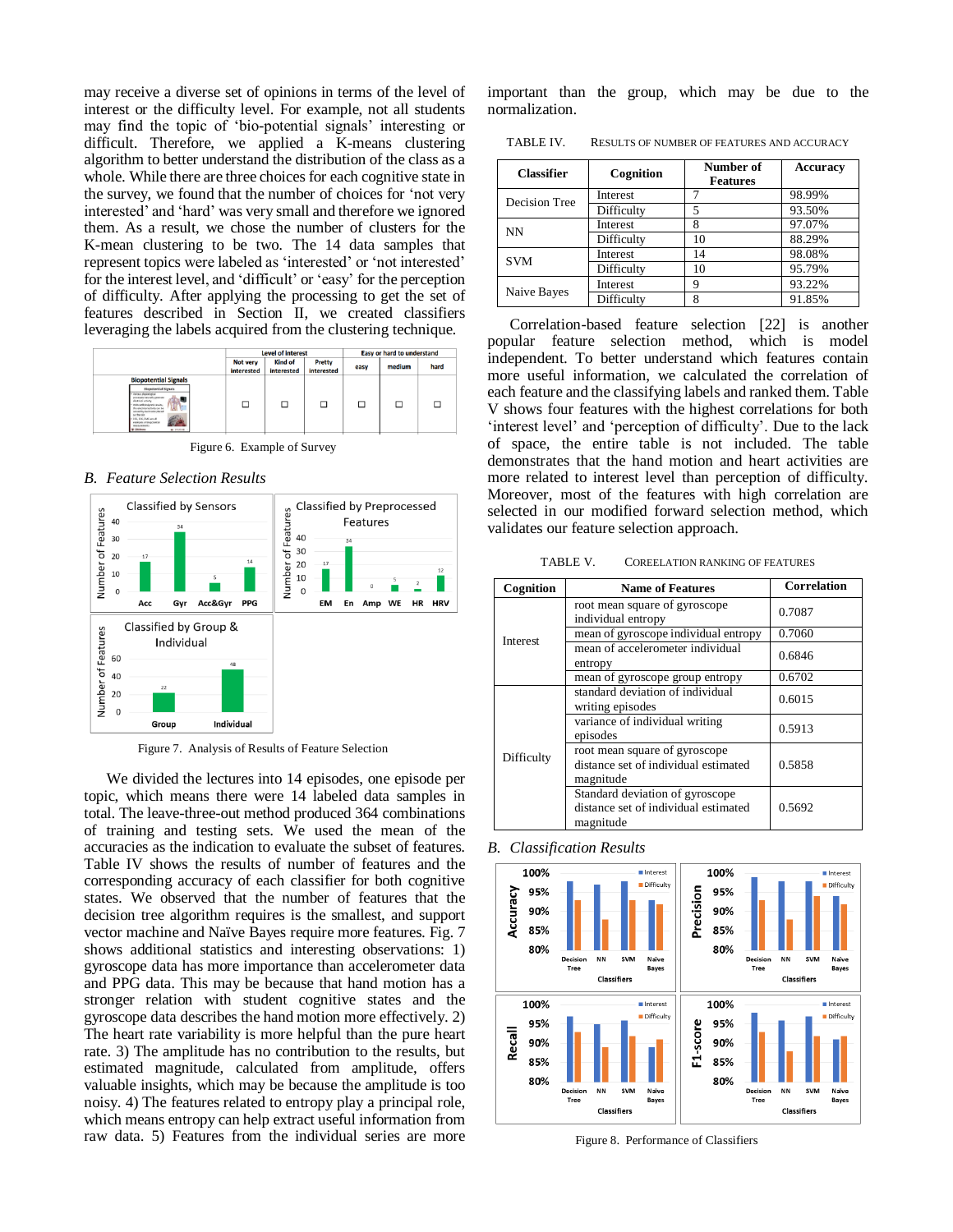may receive a diverse set of opinions in terms of the level of interest or the difficulty level. For example, not all students may find the topic of 'bio-potential signals' interesting or difficult. Therefore, we applied a K-means clustering algorithm to better understand the distribution of the class as a whole. While there are three choices for each cognitive state in the survey, we found that the number of choices for 'not very interested' and 'hard' was very small and therefore we ignored them. As a result, we chose the number of clusters for the K-mean clustering to be two. The 14 data samples that represent topics were labeled as 'interested' or 'not interested' for the interest level, and 'difficult' or 'easy' for the perception of difficulty. After applying the processing to get the set of features described in Section II, we created classifiers leveraging the labels acquired from the clustering technique.

Figure 6. Example of Survey

## B. Feature Selection Results

Figure 7. Analysis of Results of Feature Selection

We divided the lectures into 14 episodes, one episode per topic, which means there were 14 labeled data samples in total. The leave-three-out method produced 364 combinations of training and testing sets. We used the mean of the accuracies as the indication to evaluate the subset of features. Table IV shows the results of number of features and the corresponding accuracy of each classifier for both cognitive states. We observed that the number of features that the decision tree algorithm requires is the smallest, and support vector machine and Naïve Bayes require more features. Fig. 7 shows additional statistics and interesting observations: 1) gyroscope data has more importance than accelerometer data and PPG data. This may be because that hand motion has a stronger relation with student cognitive states and the gyroscope data describes the hand motion more effectively. 2) The heart rate variability is more helpful than the pure heart rate. 3) The amplitude has no contribution to the results, but estimated magnitude, calculated from amplitude, offers valuable insights, which may be because the amplitude is too noisy. 4) The features related to entropy play a principal role, which means entropy can help extract useful information from raw data. 5) Features from the individual series are more important than the group, which may be due to the normalization.

TABLE IV. RESULTS OF NUMBER OF FEATURES AND ACCURACY

| Classifier | Cognition | Number of Features | Accuracy |
|---|---|---|---|
| Decision Tree | Interest | 7 | 98.99% |
| | Difficulty | 5 | 93.50% |
| NN | Interest | 8 | 97.07% |
| | Difficulty | 10 | 88.29% |
| SVM | Interest | 14 | 98.08% |
| | Difficulty | 10 | 95.79% |
| Naive Bayes | Interest | 9 | 93.22% |
| | Difficulty | 8 | 91.85% |

Correlation-based feature selection [22] is another popular feature selection method, which is model independent. To better understand which features contain more useful information, we calculated the correlation of each feature and the classifying labels and ranked them. Table V shows four features with the highest correlations for both 'interest level' and 'perception of difficulty'. Due to the lack of space, the entire table is not included. The table demonstrates that the hand motion and heart activities are more related to interest level than perception of difficulty. Moreover, most of the features with high correlation are selected in our modified forward selection method, which validates our feature selection approach.

TABLE V. COREELATION RANKING OF FEATURES

| Cognition | Name of Features | Correlation |
|---|---|---|
| Interest | root mean square of gyroscope individual entropy | 0.7087 |
| | mean of gyroscope individual entropy | 0.7060 |
| | mean of accelerometer individual entropy | 0.6846 |
| | mean of gyroscope group entropy | 0.6702 |
| Difficulty | standard deviation of individual writing episodes | 0.6015 |
| | variance of individual writing episodes | 0.5913 |
| | root mean square of gyroscope distance set of individual estimated magnitude | 0.5858 |
| | Standard deviation of gyroscope distance set of individual estimated magnitude | 0.5692 |

## B. Classification Results

Figure 8. Performance of Classifiers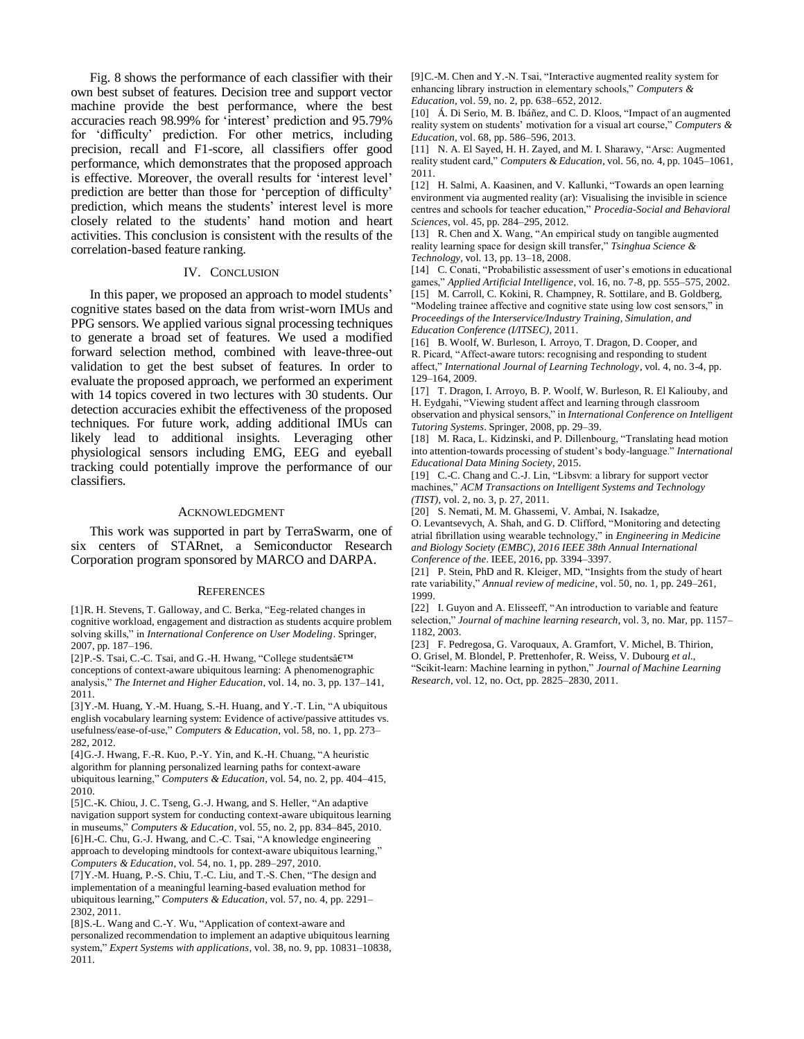Fig. 8 shows the performance of each classifier with their own best subset of features. Decision tree and support vector machine provide the best performance, where the best accuracies reach 98.99% for 'interest' prediction and 95.79% for 'difficulty' prediction. For other metrics, including precision, recall and F1-score, all classifiers offer good performance, which demonstrates that the proposed approach is effective. Moreover, the overall results for 'interest level' prediction are better than those for 'perception of difficulty' prediction, which means the students' interest level is more closely related to the students' hand motion and heart activities. This conclusion is consistent with the results of the correlation-based feature ranking.

## IV. Conclusion

In this paper, we proposed an approach to model students' cognitive states based on the data from wrist-worn IMUs and PPG sensors. We applied various signal processing techniques to generate a broad set of features. We used a modified forward selection method, combined with leave-three-out validation to get the best subset of features. In order to evaluate the proposed approach, we performed an experiment with 14 topics covered in two lectures with 30 students. Our detection accuracies exhibit the effectiveness of the proposed techniques. For future work, adding additional IMUs can likely lead to additional insights. Leveraging other physiological sensors including EMG, EEG and eyeball tracking could potentially improve the performance of our classifiers.

## Acknowledgment

This work was supported in part by TerraSwarm, one of six centers of STARnet, a Semiconductor Research Corporation program sponsored by MARCO and DARPA.

## References

[1] R. H. Stevens, T. Galloway, and C. Berka, "Eeg-related changes in cognitive workload, engagement and distraction as students acquire problem solving skills," in *International Conference on User Modeling*. Springer, 2007, pp. 187–196.

[2] P.-S. Tsai, C.-C. Tsai, and G.-H. Hwang, "College studentsâ€™ conceptions of context-aware ubiquitous learning: A phenomenographic analysis," *The Internet and Higher Education*, vol. 14, no. 3, pp. 137–141, 2011.

[3] Y.-M. Huang, Y.-M. Huang, S.-H. Huang, and Y.-T. Lin, "A ubiquitous english vocabulary learning system: Evidence of active/passive attitudes vs. usefulness/ease-of-use," *Computers & Education*, vol. 58, no. 1, pp. 273–282, 2012.

[4] G.-J. Hwang, F.-R. Kuo, P.-Y. Yin, and K.-H. Chuang, "A heuristic algorithm for planning personalized learning paths for context-aware ubiquitous learning," *Computers & Education*, vol. 54, no. 2, pp. 404–415, 2010.

[5] C.-K. Chiou, J. C. Tseng, G.-J. Hwang, and S. Heller, "An adaptive navigation support system for conducting context-aware ubiquitous learning in museums," *Computers & Education*, vol. 55, no. 2, pp. 834–845, 2010.

[6] H.-C. Chu, G.-J. Hwang, and C.-C. Tsai, "A knowledge engineering approach to developing mindtools for context-aware ubiquitous learning," *Computers & Education*, vol. 54, no. 1, pp. 289–297, 2010.

[7] Y.-M. Huang, P.-S. Chiu, T.-C. Liu, and T.-S. Chen, "The design and implementation of a meaningful learning-based evaluation method for ubiquitous learning," *Computers & Education*, vol. 57, no. 4, pp. 2291–2302, 2011.

[8] S.-L. Wang and C.-Y. Wu, "Application of context-aware and personalized recommendation to implement an adaptive ubiquitous learning system," *Expert Systems with applications*, vol. 38, no. 9, pp. 10831–10838, 2011.

[9] C.-M. Chen and Y.-N. Tsai, "Interactive augmented reality system for enhancing library instruction in elementary schools," *Computers & Education*, vol. 59, no. 2, pp. 638–652, 2012.

[10] Á. Di Serio, M. B. Ibáñez, and C. D. Kloos, "Impact of an augmented reality system on students' motivation for a visual art course," *Computers & Education*, vol. 68, pp. 586–596, 2013.

[11] N. A. El Sayed, H. H. Zayed, and M. I. Sharawy, "Arsc: Augmented reality student card," *Computers & Education*, vol. 56, no. 4, pp. 1045–1061, 2011.

[12] H. Salmi, A. Kaasinen, and V. Kallunki, "Towards an open learning environment via augmented reality (ar): Visualising the invisible in science centres and schools for teacher education," *Procedia-Social and Behavioral Sciences*, vol. 45, pp. 284–295, 2012.

[13] R. Chen and X. Wang, "An empirical study on tangible augmented reality learning space for design skill transfer," *Tsinghua Science & Technology*, vol. 13, pp. 13–18, 2008.

[14] C. Conati, "Probabilistic assessment of user's emotions in educational games," *Applied Artificial Intelligence*, vol. 16, no. 7-8, pp. 555–575, 2002.

[15] M. Carroll, C. Kokini, R. Champney, R. Sottilare, and B. Goldberg, "Modeling trainee affective and cognitive state using low cost sensors," in *Proceedings of the Interservice/Industry Training, Simulation, and Education Conference (I/ITSEC)*, 2011.

[16] B. Woolf, W. Burleson, I. Arroyo, T. Dragon, D. Cooper, and R. Picard, "Affect-aware tutors: recognising and responding to student affect," *International Journal of Learning Technology*, vol. 4, no. 3-4, pp. 129–164, 2009.

[17] T. Dragon, I. Arroyo, B. P. Woolf, W. Burleson, R. El Kaliouby, and H. Eydgahi, "Viewing student affect and learning through classroom observation and physical sensors," in *International Conference on Intelligent Tutoring Systems*. Springer, 2008, pp. 29–39.

[18] M. Raca, L. Kidzinski, and P. Dillenbourg, "Translating head motion into attention-towards processing of student's body-language." *International Educational Data Mining Society*, 2015.

[19] C.-C. Chang and C.-J. Lin, "Libsvm: a library for support vector machines," *ACM Transactions on Intelligent Systems and Technology (TIST)*, vol. 2, no. 3, p. 27, 2011.

[20] S. Nemati, M. M. Ghassemi, V. Ambai, N. Isakadze, O. Levantsevych, A. Shah, and G. D. Clifford, "Monitoring and detecting atrial fibrillation using wearable technology," in *Engineering in Medicine and Biology Society (EMBC), 2016 IEEE 38th Annual International Conference of the*. IEEE, 2016, pp. 3394–3397.

[21] P. Stein, PhD and R. Kleiger, MD, "Insights from the study of heart rate variability," *Annual review of medicine*, vol. 50, no. 1, pp. 249–261, 1999.

[22] I. Guyon and A. Elisseeff, "An introduction to variable and feature selection," *Journal of machine learning research*, vol. 3, no. Mar, pp. 1157–1182, 2003.

[23] F. Pedregosa, G. Varoquaux, A. Gramfort, V. Michel, B. Thirion, O. Grisel, M. Blondel, P. Prettenhofer, R. Weiss, V. Dubourg *et al.*, "Scikit-learn: Machine learning in python," *Journal of Machine Learning Research*, vol. 12, no. Oct, pp. 2825–2830, 2011.